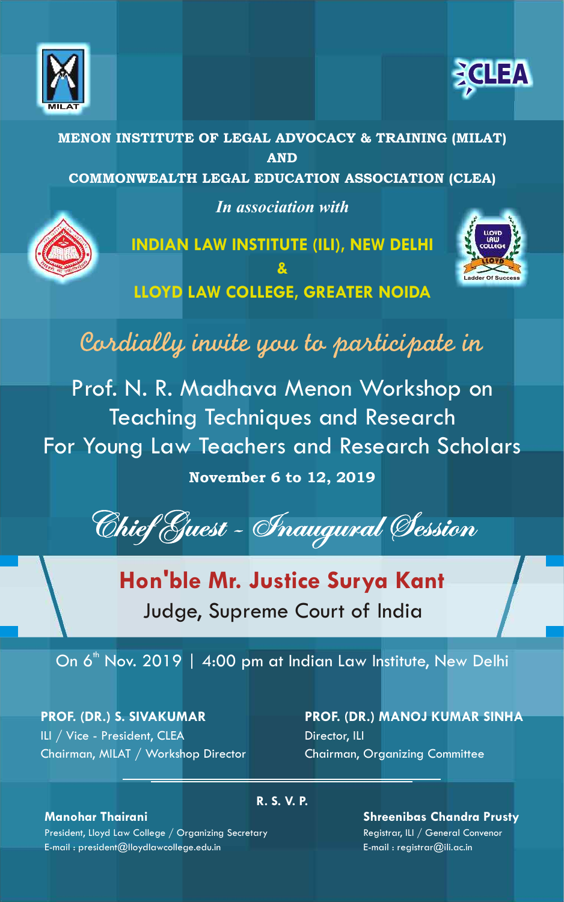**MENON INSTITUTE OF LEGAL ADVOCACY & TRAINING (MILAT)**

**AND**

**COMMONWEALTH LEGAL EDUCATION ASSOCIATION (CLEA)**

*In association with*

**INDIAN LAW INSTITUTE (ILI), NEW DELHI**

**&**

**LLOYD LAW COLLEGE, GREATER NOIDA**

*Cordially invite you to participate in*

# Prof. N. R. Madhava Menon Workshop on Teaching Techniques and Research For Young Law Teachers and Research Scholars

**November 6 to 12, 2019**

*Chief Guest - Inaugural Session*

## Hon'ble Mr. Justice Surya Kant

Judge, Supreme Court of India

On 6th Nov. 2019 | 4:00 pm at Indian Law Institute, New Delhi

**PROF. (DR.) S. SIVAKUMAR**
ILI / Vice - President, CLEA
Chairman, MILAT / Workshop Director

**PROF. (DR.) MANOJ KUMAR SINHA**
Director, ILI
Chairman, Organizing Committee

**R. S. V. P.**

**Manohar Thairani**
President, Lloyd Law College / Organizing Secretary
E-mail : president@lloydlawcollege.edu.in

**Shreenibas Chandra Prusty**
Registrar, ILI / General Convenor
E-mail : registrar@ili.ac.in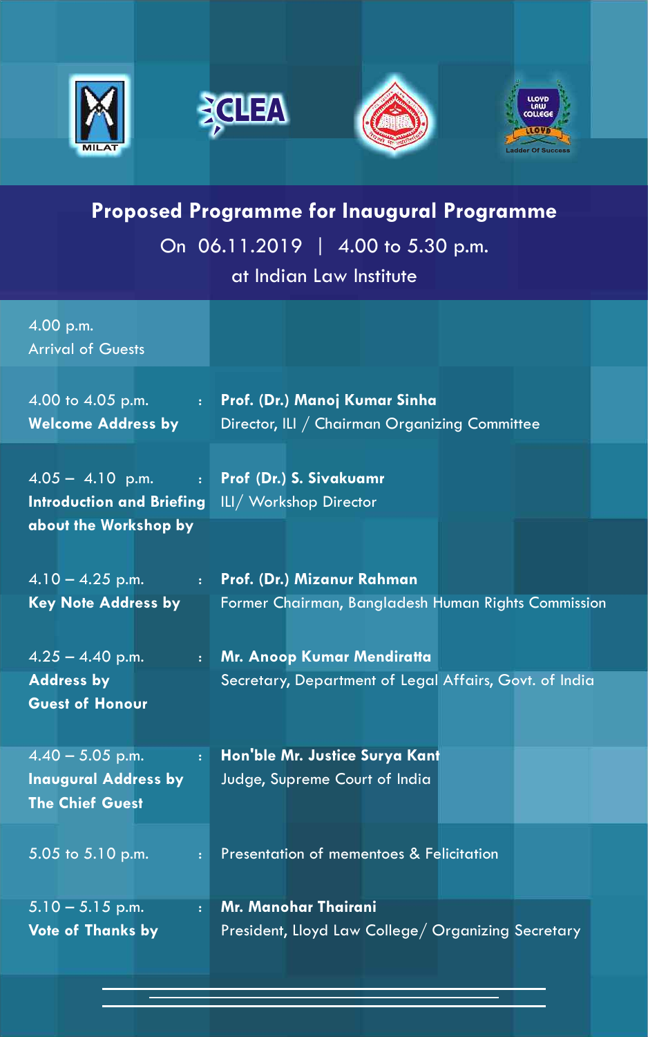## Proposed Programme for Inaugural Programme

On 06.11.2019 | 4.00 to 5.30 p.m.

at Indian Law Institute

| | | |
|---|---|---|
| 4.00 p.m.<br>Arrival of Guests | | |
| 4.00 to 4.05 p.m.<br>**Welcome Address by** | : | **Prof. (Dr.) Manoj Kumar Sinha**<br>Director, ILI / Chairman Organizing Committee |
| 4.05 – 4.10 p.m.<br>**Introduction and Briefing about the Workshop by** | : | **Prof (Dr.) S. Sivakuamr**<br>ILI/ Workshop Director |
| 4.10 – 4.25 p.m.<br>**Key Note Address by** | : | **Prof. (Dr.) Mizanur Rahman**<br>Former Chairman, Bangladesh Human Rights Commission |
| 4.25 – 4.40 p.m.<br>**Address by Guest of Honour** | : | **Mr. Anoop Kumar Mendiratta**<br>Secretary, Department of Legal Affairs, Govt. of India |
| 4.40 – 5.05 p.m.<br>**Inaugural Address by The Chief Guest** | : | **Hon'ble Mr. Justice Surya Kant**<br>Judge, Supreme Court of India |
| 5.05 to 5.10 p.m. | : | Presentation of mementoes & Felicitation |
| 5.10 – 5.15 p.m.<br>**Vote of Thanks by** | : | **Mr. Manohar Thairani**<br>President, Lloyd Law College/ Organizing Secretary |